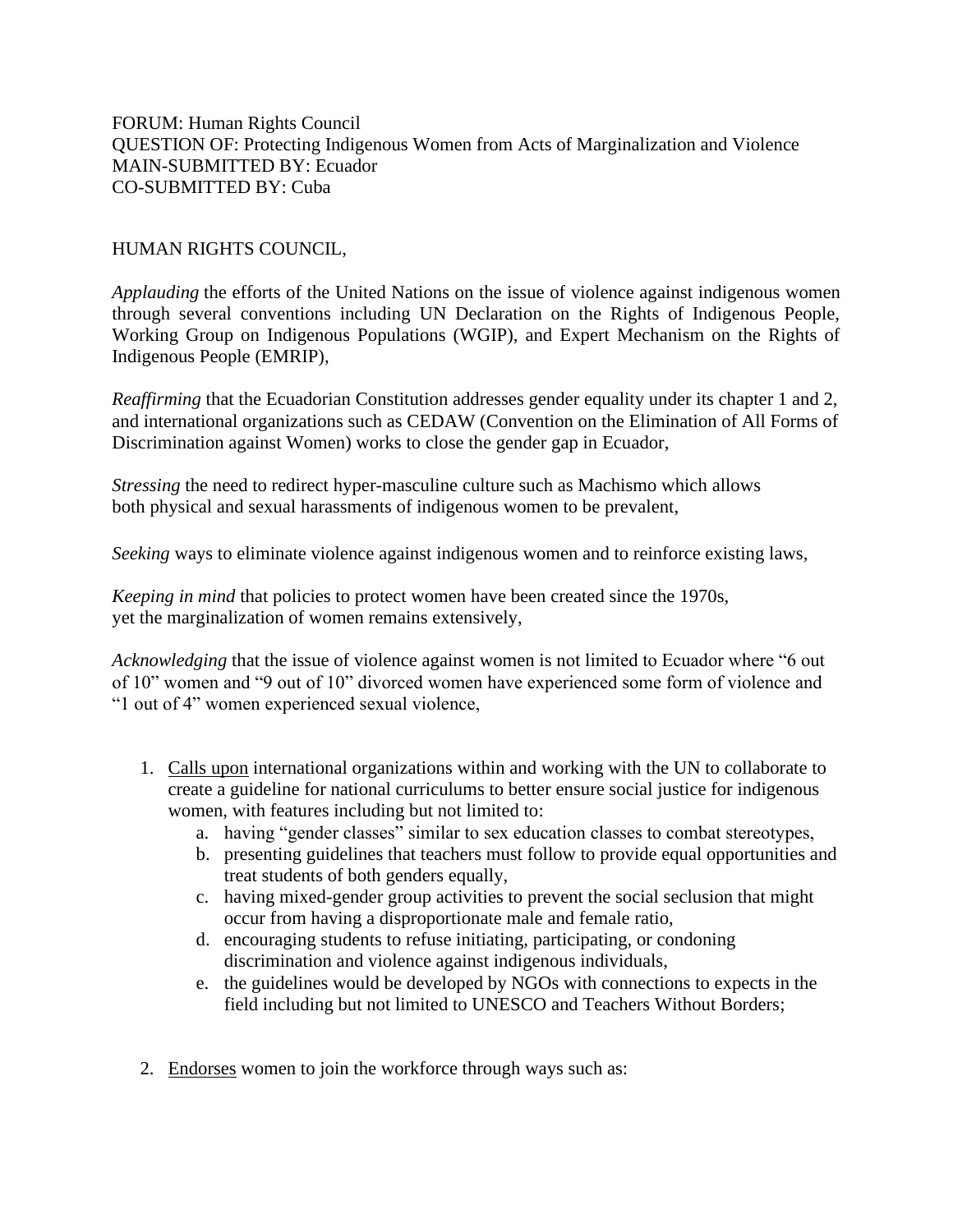FORUM: Human Rights Council
QUESTION OF: Protecting Indigenous Women from Acts of Marginalization and Violence
MAIN-SUBMITTED BY: Ecuador
CO-SUBMITTED BY: Cuba

HUMAN RIGHTS COUNCIL,

*Applauding* the efforts of the United Nations on the issue of violence against indigenous women through several conventions including UN Declaration on the Rights of Indigenous People, Working Group on Indigenous Populations (WGIP), and Expert Mechanism on the Rights of Indigenous People (EMRIP),

*Reaffirming* that the Ecuadorian Constitution addresses gender equality under its chapter 1 and 2, and international organizations such as CEDAW (Convention on the Elimination of All Forms of Discrimination against Women) works to close the gender gap in Ecuador,

*Stressing* the need to redirect hyper-masculine culture such as Machismo which allows both physical and sexual harassments of indigenous women to be prevalent,

*Seeking* ways to eliminate violence against indigenous women and to reinforce existing laws,

*Keeping in mind* that policies to protect women have been created since the 1970s, yet the marginalization of women remains extensively,

*Acknowledging* that the issue of violence against women is not limited to Ecuador where "6 out of 10" women and "9 out of 10" divorced women have experienced some form of violence and "1 out of 4" women experienced sexual violence,

1. <u>Calls upon</u> international organizations within and working with the UN to collaborate to create a guideline for national curriculums to better ensure social justice for indigenous women, with features including but not limited to:
    a. having "gender classes" similar to sex education classes to combat stereotypes,
    b. presenting guidelines that teachers must follow to provide equal opportunities and treat students of both genders equally,
    c. having mixed-gender group activities to prevent the social seclusion that might occur from having a disproportionate male and female ratio,
    d. encouraging students to refuse initiating, participating, or condoning discrimination and violence against indigenous individuals,
    e. the guidelines would be developed by NGOs with connections to expects in the field including but not limited to UNESCO and Teachers Without Borders;

2. <u>Endorses</u> women to join the workforce through ways such as: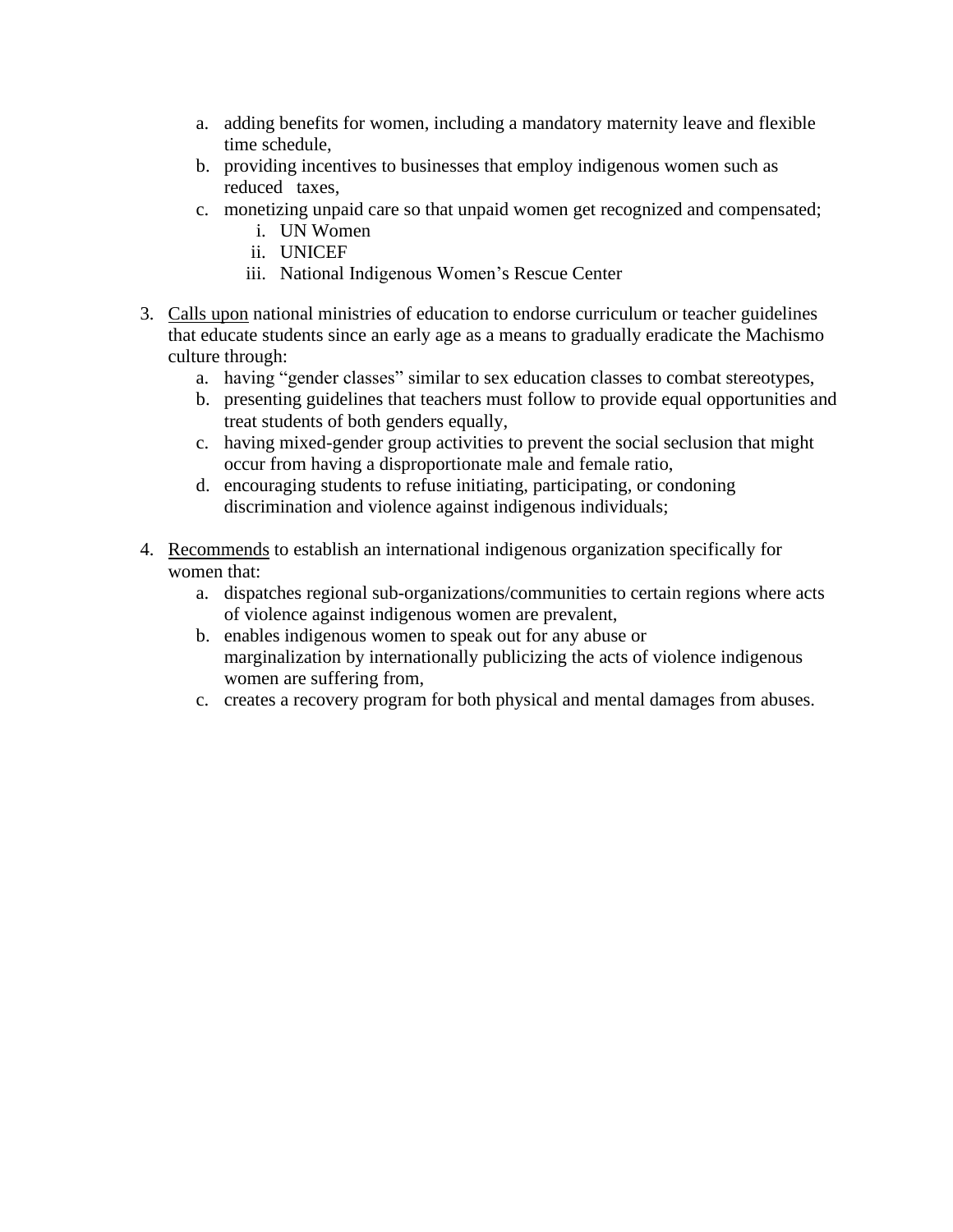a. adding benefits for women, including a mandatory maternity leave and flexible time schedule,
   b. providing incentives to businesses that employ indigenous women such as reduced taxes,
   c. monetizing unpaid care so that unpaid women get recognized and compensated;
      i. UN Women
      ii. UNICEF
      iii. National Indigenous Women's Rescue Center

3. <u>Calls upon</u> national ministries of education to endorse curriculum or teacher guidelines that educate students since an early age as a means to gradually eradicate the Machismo culture through:
   a. having "gender classes" similar to sex education classes to combat stereotypes,
   b. presenting guidelines that teachers must follow to provide equal opportunities and treat students of both genders equally,
   c. having mixed-gender group activities to prevent the social seclusion that might occur from having a disproportionate male and female ratio,
   d. encouraging students to refuse initiating, participating, or condoning discrimination and violence against indigenous individuals;

4. <u>Recommends</u> to establish an international indigenous organization specifically for women that:
   a. dispatches regional sub-organizations/communities to certain regions where acts of violence against indigenous women are prevalent,
   b. enables indigenous women to speak out for any abuse or marginalization by internationally publicizing the acts of violence indigenous women are suffering from,
   c. creates a recovery program for both physical and mental damages from abuses.